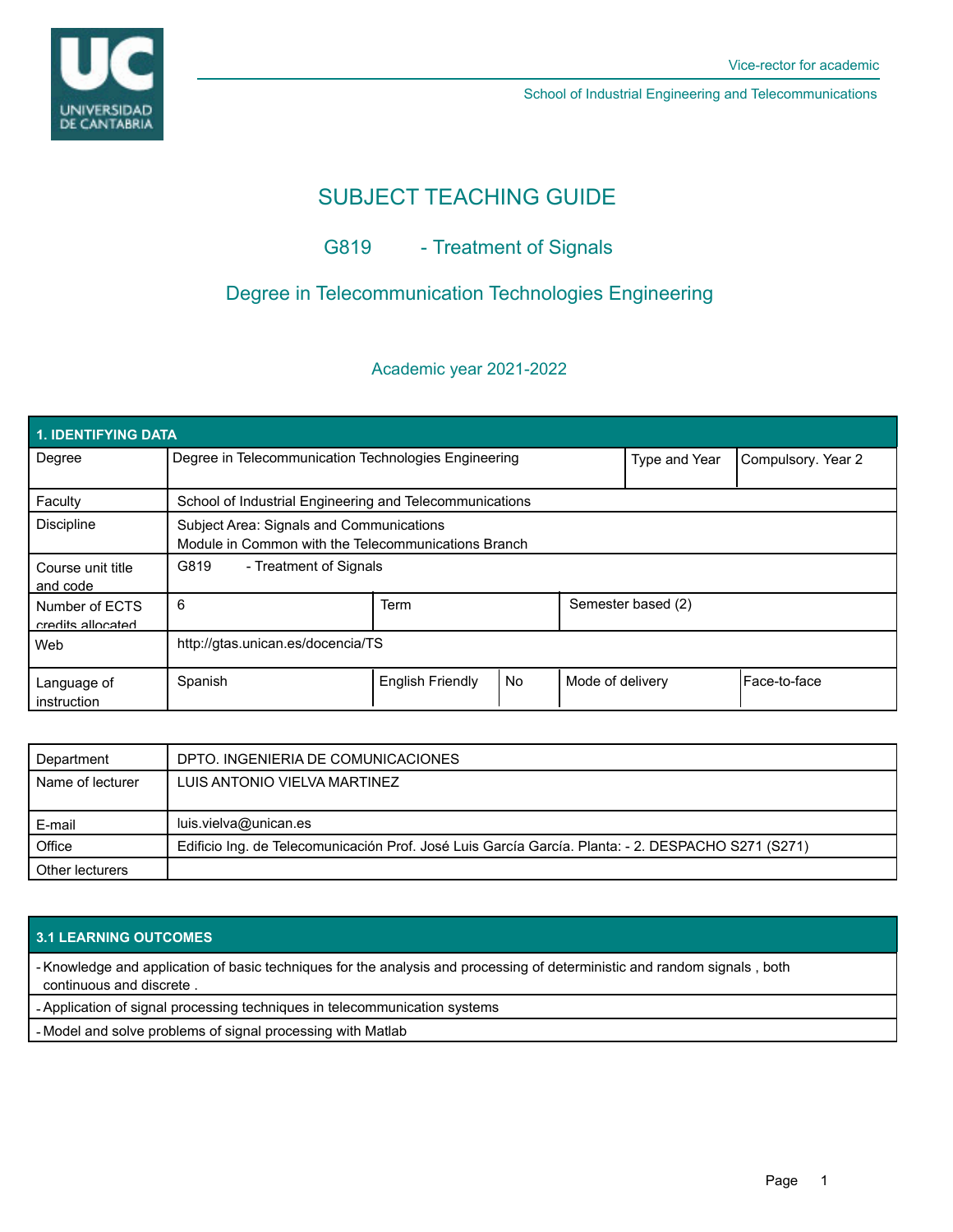Vice-rector for academic

School of Industrial Engineering and Telecommunications

# SUBJECT TEACHING GUIDE

## G819 - Treatment of Signals

## Degree in Telecommunication Technologies Engineering

### Academic year 2021-2022

| 1. IDENTIFYING DATA | | | | | |
|---|---|---|---|---|---|
| Degree | Degree in Telecommunication Technologies Engineering | | | Type and Year | Compulsory. Year 2 |
| Faculty | School of Industrial Engineering and Telecommunications | | | | |
| Discipline | Subject Area: Signals and Communications<br>Module in Common with the Telecommunications Branch | | | | |
| Course unit title and code | G819 - Treatment of Signals | | | | |
| Number of ECTS credits allocated | 6 | Term | | Semester based (2) | |
| Web | http://gtas.unican.es/docencia/TS | | | | |
| Language of instruction | Spanish | English Friendly | No | Mode of delivery | Face-to-face |

| | |
|---|---|
| Department | DPTO. INGENIERIA DE COMUNICACIONES |
| Name of lecturer | LUIS ANTONIO VIELVA MARTINEZ |
| E-mail | luis.vielva@unican.es |
| Office | Edificio Ing. de Telecomunicación Prof. José Luis García García. Planta: - 2. DESPACHO S271 (S271) |
| Other lecturers | |

| 3.1 LEARNING OUTCOMES |
|---|
| - Knowledge and application of basic techniques for the analysis and processing of deterministic and random signals , both continuous and discrete . |
| - Application of signal processing techniques in telecommunication systems |
| - Model and solve problems of signal processing with Matlab |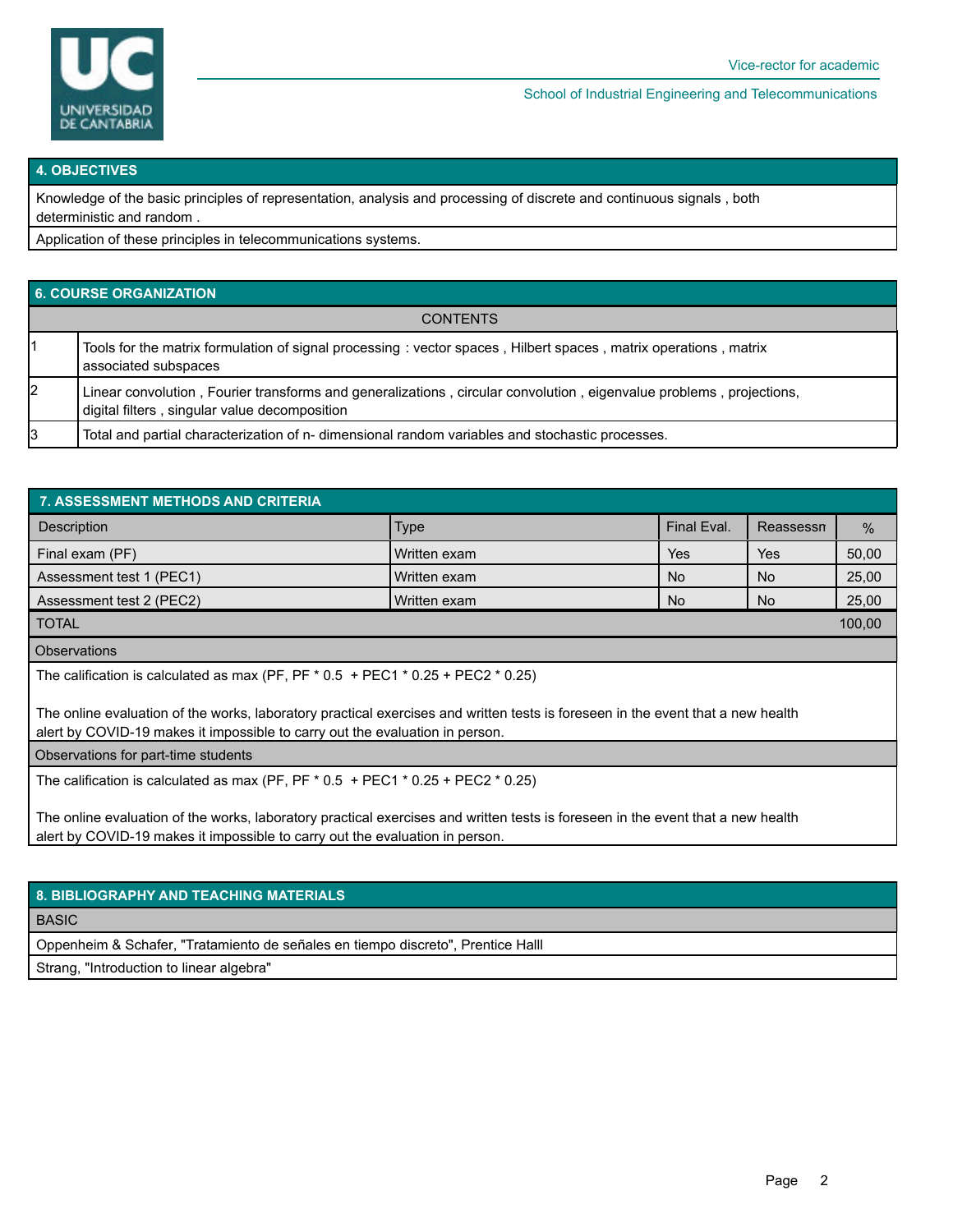## 4. OBJECTIVES

Knowledge of the basic principles of representation, analysis and processing of discrete and continuous signals , both deterministic and random .

Application of these principles in telecommunications systems.

## 6. COURSE ORGANIZATION

| CONTENTS | |
|---|---|
| 1 | Tools for the matrix formulation of signal processing : vector spaces , Hilbert spaces , matrix operations , matrix associated subspaces |
| 2 | Linear convolution , Fourier transforms and generalizations , circular convolution , eigenvalue problems , projections, digital filters , singular value decomposition |
| 3 | Total and partial characterization of n- dimensional random variables and stochastic processes. |

## 7. ASSESSMENT METHODS AND CRITERIA

| Description | Type | Final Eval. | Reassessn | % |
|---|---|---|---|---|
| Final exam (PF) | Written exam | Yes | Yes | 50,00 |
| Assessment test 1 (PEC1) | Written exam | No | No | 25,00 |
| Assessment test 2 (PEC2) | Written exam | No | No | 25,00 |
| TOTAL | | | | 100,00 |

**Observations**

The calification is calculated as max (PF, PF * 0.5 + PEC1 * 0.25 + PEC2 * 0.25)

The online evaluation of the works, laboratory practical exercises and written tests is foreseen in the event that a new health alert by COVID-19 makes it impossible to carry out the evaluation in person.

**Observations for part-time students**

The calification is calculated as max (PF, PF * 0.5 + PEC1 * 0.25 + PEC2 * 0.25)

The online evaluation of the works, laboratory practical exercises and written tests is foreseen in the event that a new health alert by COVID-19 makes it impossible to carry out the evaluation in person.

## 8. BIBLIOGRAPHY AND TEACHING MATERIALS

**BASIC**

Oppenheim & Schafer, "Tratamiento de señales en tiempo discreto", Prentice Halll

Strang, "Introduction to linear algebra"